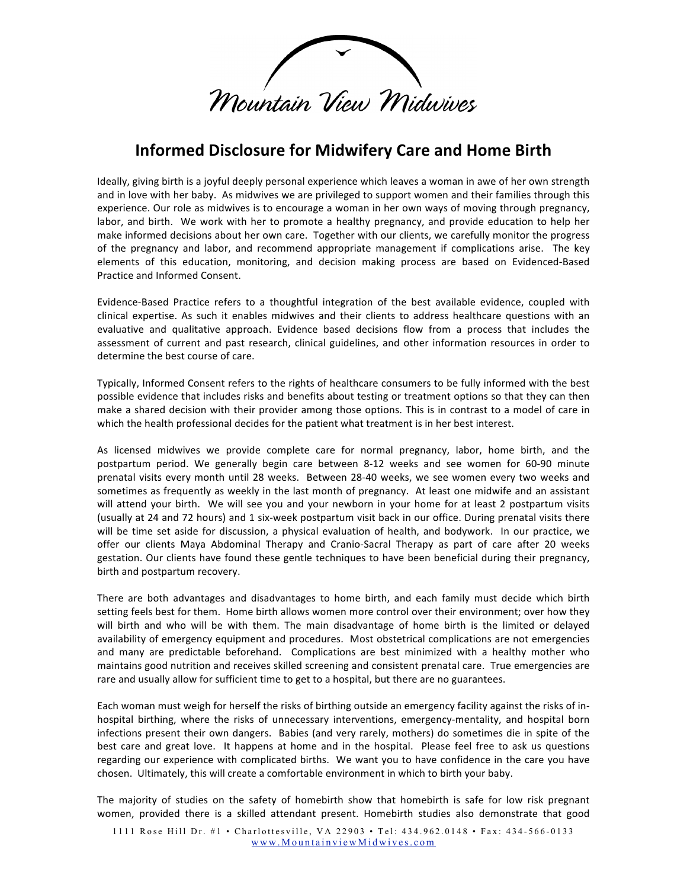Mountain View Midwives

# Informed Disclosure for Midwifery Care and Home Birth

Ideally, giving birth is a joyful deeply personal experience which leaves a woman in awe of her own strength and in love with her baby. As midwives we are privileged to support women and their families through this experience. Our role as midwives is to encourage a woman in her own ways of moving through pregnancy, labor, and birth. We work with her to promote a healthy pregnancy, and provide education to help her make informed decisions about her own care. Together with our clients, we carefully monitor the progress of the pregnancy and labor, and recommend appropriate management if complications arise. The key elements of this education, monitoring, and decision making process are based on Evidenced-Based Practice and Informed Consent.

Evidence-Based Practice refers to a thoughtful integration of the best available evidence, coupled with clinical expertise. As such it enables midwives and their clients to address healthcare questions with an evaluative and qualitative approach. Evidence based decisions flow from a process that includes the assessment of current and past research, clinical guidelines, and other information resources in order to determine the best course of care.

Typically, Informed Consent refers to the rights of healthcare consumers to be fully informed with the best possible evidence that includes risks and benefits about testing or treatment options so that they can then make a shared decision with their provider among those options. This is in contrast to a model of care in which the health professional decides for the patient what treatment is in her best interest.

As licensed midwives we provide complete care for normal pregnancy, labor, home birth, and the postpartum period. We generally begin care between 8-12 weeks and see women for 60-90 minute prenatal visits every month until 28 weeks. Between 28-40 weeks, we see women every two weeks and sometimes as frequently as weekly in the last month of pregnancy. At least one midwife and an assistant will attend your birth. We will see you and your newborn in your home for at least 2 postpartum visits (usually at 24 and 72 hours) and 1 six-week postpartum visit back in our office. During prenatal visits there will be time set aside for discussion, a physical evaluation of health, and bodywork. In our practice, we offer our clients Maya Abdominal Therapy and Cranio-Sacral Therapy as part of care after 20 weeks gestation. Our clients have found these gentle techniques to have been beneficial during their pregnancy, birth and postpartum recovery.

There are both advantages and disadvantages to home birth, and each family must decide which birth setting feels best for them. Home birth allows women more control over their environment; over how they will birth and who will be with them. The main disadvantage of home birth is the limited or delayed availability of emergency equipment and procedures. Most obstetrical complications are not emergencies and many are predictable beforehand. Complications are best minimized with a healthy mother who maintains good nutrition and receives skilled screening and consistent prenatal care. True emergencies are rare and usually allow for sufficient time to get to a hospital, but there are no guarantees.

Each woman must weigh for herself the risks of birthing outside an emergency facility against the risks of in-hospital birthing, where the risks of unnecessary interventions, emergency-mentality, and hospital born infections present their own dangers. Babies (and very rarely, mothers) do sometimes die in spite of the best care and great love. It happens at home and in the hospital. Please feel free to ask us questions regarding our experience with complicated births. We want you to have confidence in the care you have chosen. Ultimately, this will create a comfortable environment in which to birth your baby.

The majority of studies on the safety of homebirth show that homebirth is safe for low risk pregnant women, provided there is a skilled attendant present. Homebirth studies also demonstrate that good

1111 Rose Hill Dr. #1 • Charlottesville, VA 22903 • Tel: 434.962.0148 • Fax: 434-566-0133
www.MountainviewMidwives.com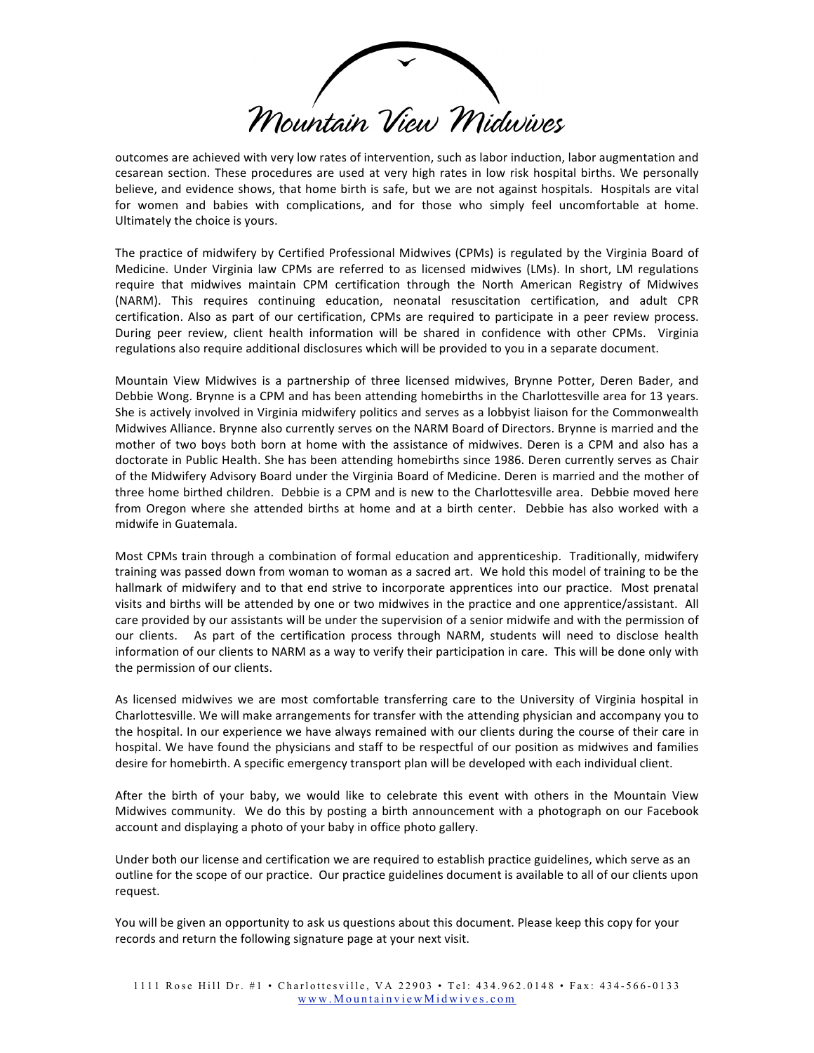outcomes are achieved with very low rates of intervention, such as labor induction, labor augmentation and cesarean section. These procedures are used at very high rates in low risk hospital births. We personally believe, and evidence shows, that home birth is safe, but we are not against hospitals. Hospitals are vital for women and babies with complications, and for those who simply feel uncomfortable at home. Ultimately the choice is yours.

The practice of midwifery by Certified Professional Midwives (CPMs) is regulated by the Virginia Board of Medicine. Under Virginia law CPMs are referred to as licensed midwives (LMs). In short, LM regulations require that midwives maintain CPM certification through the North American Registry of Midwives (NARM). This requires continuing education, neonatal resuscitation certification, and adult CPR certification. Also as part of our certification, CPMs are required to participate in a peer review process. During peer review, client health information will be shared in confidence with other CPMs. Virginia regulations also require additional disclosures which will be provided to you in a separate document.

Mountain View Midwives is a partnership of three licensed midwives, Brynne Potter, Deren Bader, and Debbie Wong. Brynne is a CPM and has been attending homebirths in the Charlottesville area for 13 years. She is actively involved in Virginia midwifery politics and serves as a lobbyist liaison for the Commonwealth Midwives Alliance. Brynne also currently serves on the NARM Board of Directors. Brynne is married and the mother of two boys both born at home with the assistance of midwives. Deren is a CPM and also has a doctorate in Public Health. She has been attending homebirths since 1986. Deren currently serves as Chair of the Midwifery Advisory Board under the Virginia Board of Medicine. Deren is married and the mother of three home birthed children. Debbie is a CPM and is new to the Charlottesville area. Debbie moved here from Oregon where she attended births at home and at a birth center. Debbie has also worked with a midwife in Guatemala.

Most CPMs train through a combination of formal education and apprenticeship. Traditionally, midwifery training was passed down from woman to woman as a sacred art. We hold this model of training to be the hallmark of midwifery and to that end strive to incorporate apprentices into our practice. Most prenatal visits and births will be attended by one or two midwives in the practice and one apprentice/assistant. All care provided by our assistants will be under the supervision of a senior midwife and with the permission of our clients. As part of the certification process through NARM, students will need to disclose health information of our clients to NARM as a way to verify their participation in care. This will be done only with the permission of our clients.

As licensed midwives we are most comfortable transferring care to the University of Virginia hospital in Charlottesville. We will make arrangements for transfer with the attending physician and accompany you to the hospital. In our experience we have always remained with our clients during the course of their care in hospital. We have found the physicians and staff to be respectful of our position as midwives and families desire for homebirth. A specific emergency transport plan will be developed with each individual client.

After the birth of your baby, we would like to celebrate this event with others in the Mountain View Midwives community. We do this by posting a birth announcement with a photograph on our Facebook account and displaying a photo of your baby in office photo gallery.

Under both our license and certification we are required to establish practice guidelines, which serve as an outline for the scope of our practice. Our practice guidelines document is available to all of our clients upon request.

You will be given an opportunity to ask us questions about this document. Please keep this copy for your records and return the following signature page at your next visit.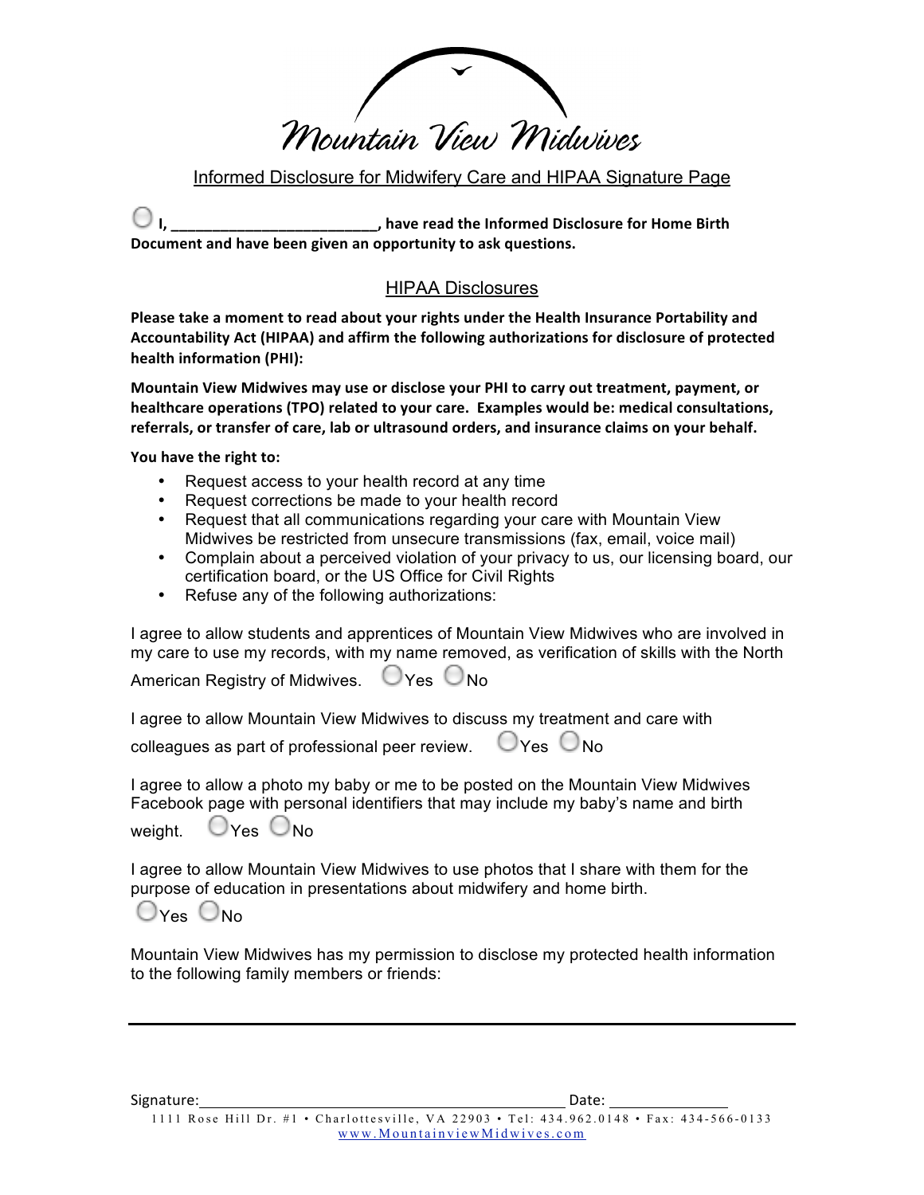# Mountain View Midwives

Informed Disclosure for Midwifery Care and HIPAA Signature Page

○ **I, ___________________________, have read the Informed Disclosure for Home Birth Document and have been given an opportunity to ask questions.**

## HIPAA Disclosures

**Please take a moment to read about your rights under the Health Insurance Portability and Accountability Act (HIPAA) and affirm the following authorizations for disclosure of protected health information (PHI):**

**Mountain View Midwives may use or disclose your PHI to carry out treatment, payment, or healthcare operations (TPO) related to your care. Examples would be: medical consultations, referrals, or transfer of care, lab or ultrasound orders, and insurance claims on your behalf.**

**You have the right to:**

- Request access to your health record at any time
- Request corrections be made to your health record
- Request that all communications regarding your care with Mountain View Midwives be restricted from unsecure transmissions (fax, email, voice mail)
- Complain about a perceived violation of your privacy to us, our licensing board, our certification board, or the US Office for Civil Rights
- Refuse any of the following authorizations:

I agree to allow students and apprentices of Mountain View Midwives who are involved in my care to use my records, with my name removed, as verification of skills with the North American Registry of Midwives. ○ Yes ○ No

I agree to allow Mountain View Midwives to discuss my treatment and care with colleagues as part of professional peer review. ○ Yes ○ No

I agree to allow a photo my baby or me to be posted on the Mountain View Midwives Facebook page with personal identifiers that may include my baby's name and birth weight. ○ Yes ○ No

I agree to allow Mountain View Midwives to use photos that I share with them for the purpose of education in presentations about midwifery and home birth.
○ Yes ○ No

Mountain View Midwives has my permission to disclose my protected health information to the following family members or friends:

_______________________________________________________________

Signature: _______________________________________________ Date: _______________

1111 Rose Hill Dr. #1 • Charlottesville, VA 22903 • Tel: 434.962.0148 • Fax: 434-566-0133
www.MountainviewMidwives.com